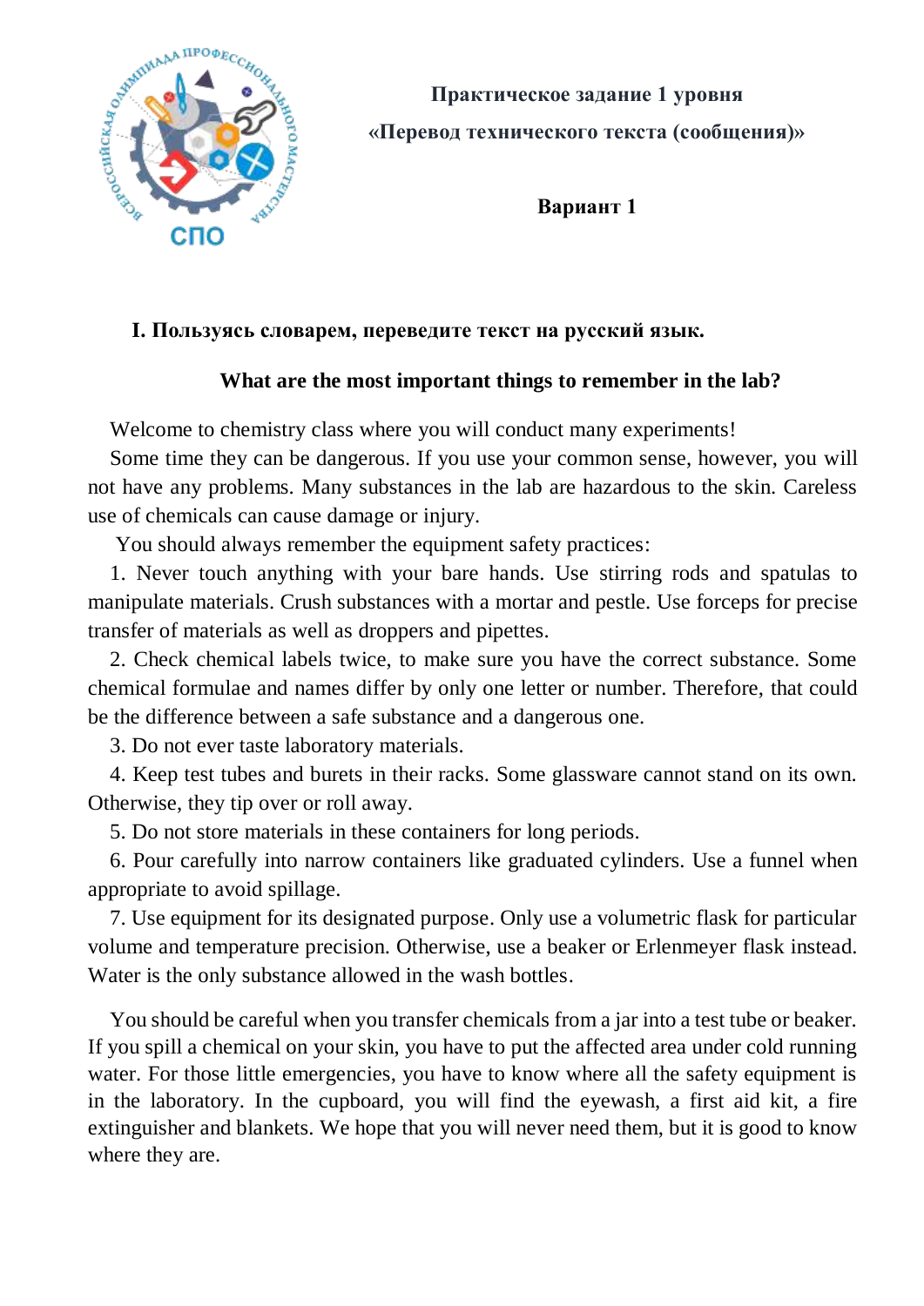**Практическое задание 1 уровня**

**«Перевод технического текста (сообщения)»**

**Вариант 1**

**I. Пользуясь словарем, переведите текст на русский язык.**

## What are the most important things to remember in the lab?

Welcome to chemistry class where you will conduct many experiments!

Some time they can be dangerous. If you use your common sense, however, you will not have any problems. Many substances in the lab are hazardous to the skin. Careless use of chemicals can cause damage or injury.

You should always remember the equipment safety practices:

1. Never touch anything with your bare hands. Use stirring rods and spatulas to manipulate materials. Crush substances with a mortar and pestle. Use forceps for precise transfer of materials as well as droppers and pipettes.
2. Check chemical labels twice, to make sure you have the correct substance. Some chemical formulae and names differ by only one letter or number. Therefore, that could be the difference between a safe substance and a dangerous one.
3. Do not ever taste laboratory materials.
4. Keep test tubes and burets in their racks. Some glassware cannot stand on its own. Otherwise, they tip over or roll away.
5. Do not store materials in these containers for long periods.
6. Pour carefully into narrow containers like graduated cylinders. Use a funnel when appropriate to avoid spillage.
7. Use equipment for its designated purpose. Only use a volumetric flask for particular volume and temperature precision. Otherwise, use a beaker or Erlenmeyer flask instead. Water is the only substance allowed in the wash bottles.

You should be careful when you transfer chemicals from a jar into a test tube or beaker. If you spill a chemical on your skin, you have to put the affected area under cold running water. For those little emergencies, you have to know where all the safety equipment is in the laboratory. In the cupboard, you will find the eyewash, a first aid kit, a fire extinguisher and blankets. We hope that you will never need them, but it is good to know where they are.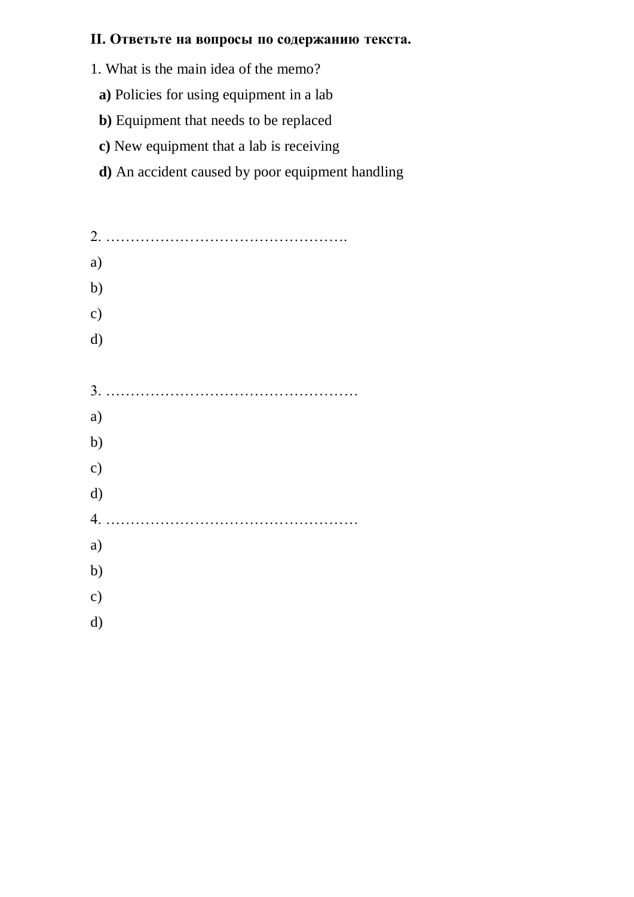**II. Ответьте на вопросы по содержанию текста.**

1. What is the main idea of the memo?

**a)** Policies for using equipment in a lab

**b)** Equipment that needs to be replaced

**c)** New equipment that a lab is receiving

**d)** An accident caused by poor equipment handling

2. ………………………………………….

a)

b)

c)

d)

3. ……………………………………………

a)

b)

c)

d)

4. ……………………………………………

a)

b)

c)

d)